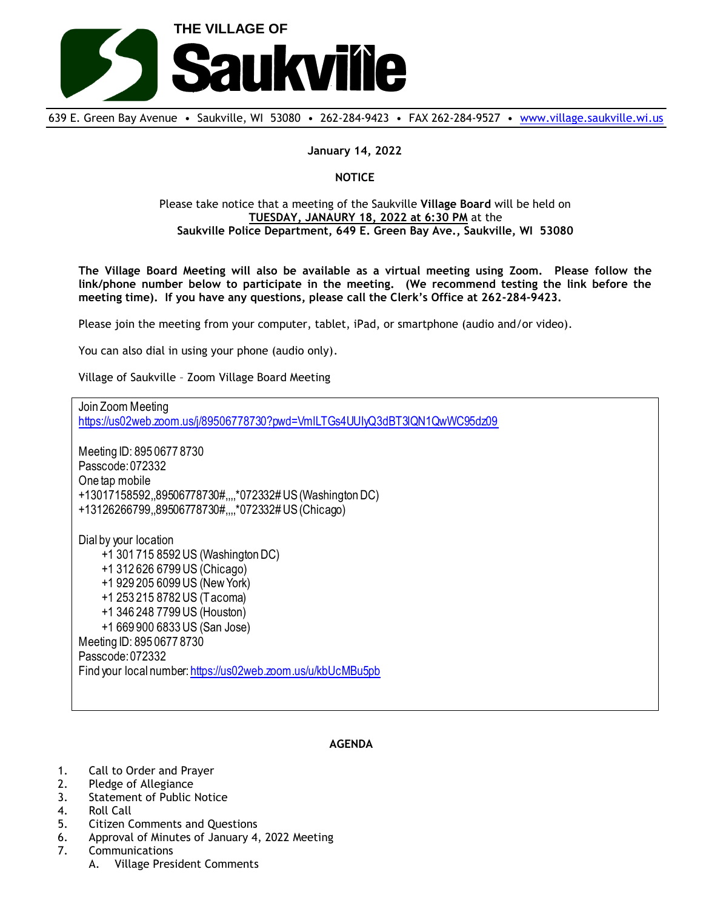# THE VILLAGE OF Saukville

639 E. Green Bay Avenue • Saukville, WI 53080 • 262-284-9423 • FAX 262-284-9527 • www.village.saukville.wi.us

**January 14, 2022**

**NOTICE**

Please take notice that a meeting of the Saukville **Village Board** will be held on **TUESDAY, JANAURY 18, 2022 at 6:30 PM** at the **Saukville Police Department, 649 E. Green Bay Ave., Saukville, WI 53080**

**The Village Board Meeting will also be available as a virtual meeting using Zoom. Please follow the link/phone number below to participate in the meeting. (We recommend testing the link before the meeting time). If you have any questions, please call the Clerk's Office at 262-284-9423.**

Please join the meeting from your computer, tablet, iPad, or smartphone (audio and/or video).

You can also dial in using your phone (audio only).

Village of Saukville – Zoom Village Board Meeting

Join Zoom Meeting
https://us02web.zoom.us/j/89506778730?pwd=VmlLTGs4UUIyQ3dBT3lQN1QwWC95dz09

Meeting ID: 895 0677 8730
Passcode: 072332
One tap mobile
+13017158592,,89506778730#,,,,*072332# US (Washington DC)
+13126266799,,89506778730#,,,,*072332# US (Chicago)

Dial by your location
+1 301 715 8592 US (Washington DC)
+1 312 626 6799 US (Chicago)
+1 929 205 6099 US (New York)
+1 253 215 8782 US (Tacoma)
+1 346 248 7799 US (Houston)
+1 669 900 6833 US (San Jose)
Meeting ID: 895 0677 8730
Passcode: 072332
Find your local number: https://us02web.zoom.us/u/kbUcMBu5pb

**AGENDA**

1. Call to Order and Prayer
2. Pledge of Allegiance
3. Statement of Public Notice
4. Roll Call
5. Citizen Comments and Questions
6. Approval of Minutes of January 4, 2022 Meeting
7. Communications
   A. Village President Comments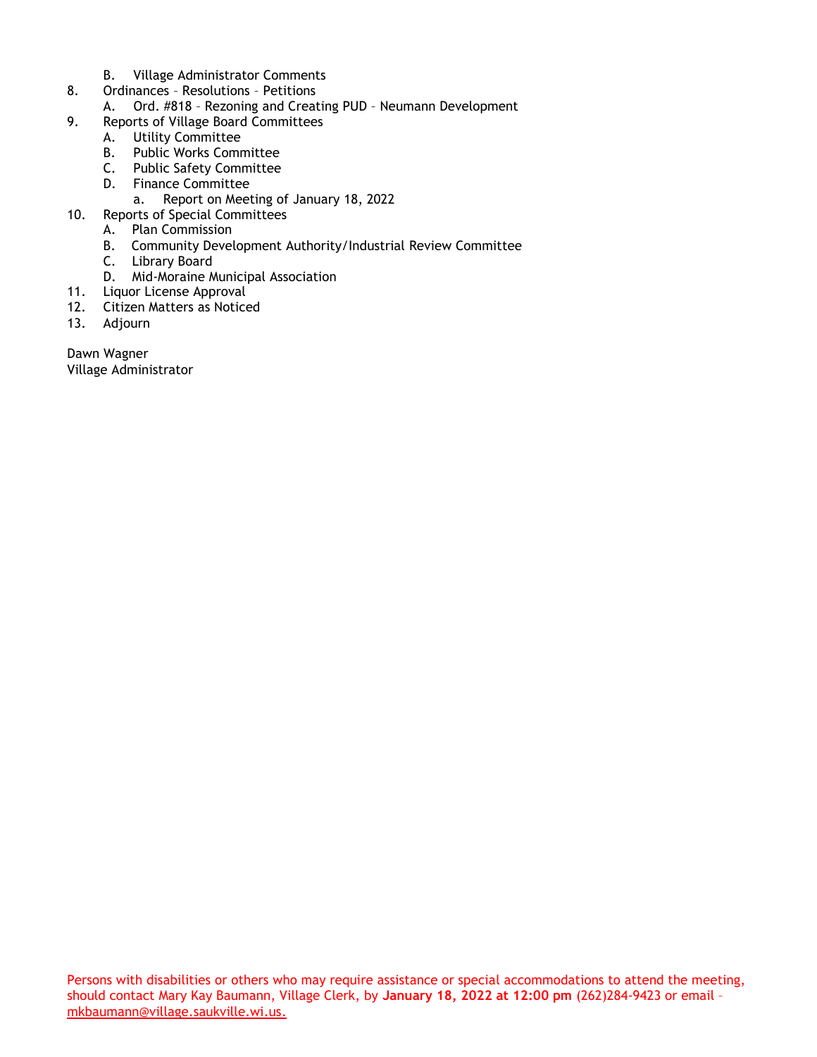B. Village Administrator Comments

8. Ordinances – Resolutions – Petitions
   A. Ord. #818 – Rezoning and Creating PUD – Neumann Development
9. Reports of Village Board Committees
   A. Utility Committee
   B. Public Works Committee
   C. Public Safety Committee
   D. Finance Committee
      a. Report on Meeting of January 18, 2022
10. Reports of Special Committees
    A. Plan Commission
    B. Community Development Authority/Industrial Review Committee
    C. Library Board
    D. Mid-Moraine Municipal Association
11. Liquor License Approval
12. Citizen Matters as Noticed
13. Adjourn

Dawn Wagner
Village Administrator

Persons with disabilities or others who may require assistance or special accommodations to attend the meeting, should contact Mary Kay Baumann, Village Clerk, by **January 18, 2022 at 12:00 pm** (262)284-9423 or email – mkbaumann@village.saukville.wi.us.